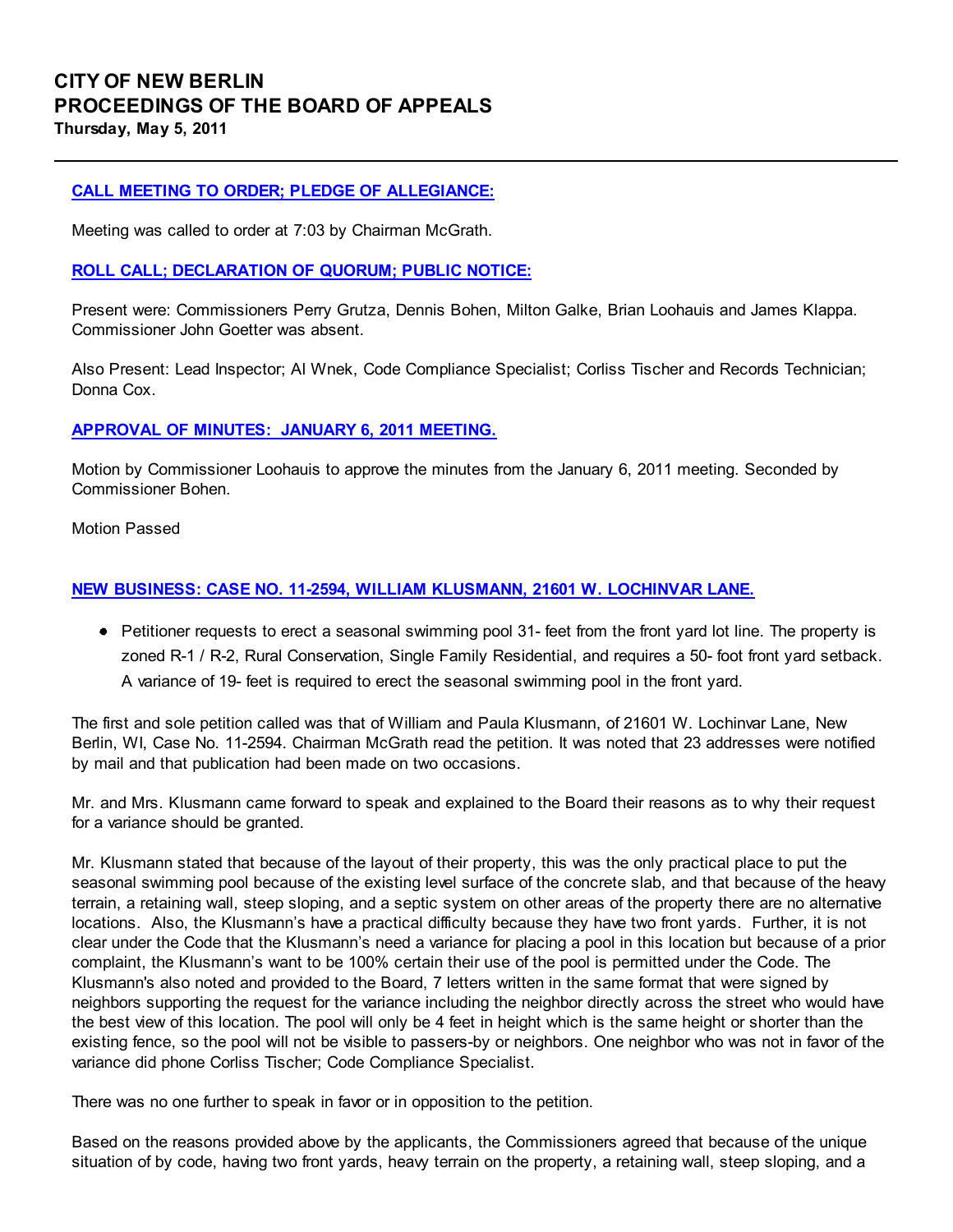# CITY OF NEW BERLIN
# PROCEEDINGS OF THE BOARD OF APPEALS

**Thursday, May 5, 2011**

---

### CALL MEETING TO ORDER; PLEDGE OF ALLEGIANCE:

Meeting was called to order at 7:03 by Chairman McGrath.

### ROLL CALL; DECLARATION OF QUORUM; PUBLIC NOTICE:

Present were: Commissioners Perry Grutza, Dennis Bohen, Milton Galke, Brian Loohauis and James Klappa. Commissioner John Goetter was absent.

Also Present: Lead Inspector; Al Wnek, Code Compliance Specialist; Corliss Tischer and Records Technician; Donna Cox.

### APPROVAL OF MINUTES: JANUARY 6, 2011 MEETING.

Motion by Commissioner Loohauis to approve the minutes from the January 6, 2011 meeting. Seconded by Commissioner Bohen.

Motion Passed

### NEW BUSINESS: CASE NO. 11-2594, WILLIAM KLUSMANN, 21601 W. LOCHINVAR LANE.

- Petitioner requests to erect a seasonal swimming pool 31- feet from the front yard lot line. The property is zoned R-1 / R-2, Rural Conservation, Single Family Residential, and requires a 50- foot front yard setback. A variance of 19- feet is required to erect the seasonal swimming pool in the front yard.

The first and sole petition called was that of William and Paula Klusmann, of 21601 W. Lochinvar Lane, New Berlin, WI, Case No. 11-2594. Chairman McGrath read the petition. It was noted that 23 addresses were notified by mail and that publication had been made on two occasions.

Mr. and Mrs. Klusmann came forward to speak and explained to the Board their reasons as to why their request for a variance should be granted.

Mr. Klusmann stated that because of the layout of their property, this was the only practical place to put the seasonal swimming pool because of the existing level surface of the concrete slab, and that because of the heavy terrain, a retaining wall, steep sloping, and a septic system on other areas of the property there are no alternative locations. Also, the Klusmann's have a practical difficulty because they have two front yards. Further, it is not clear under the Code that the Klusmann's need a variance for placing a pool in this location but because of a prior complaint, the Klusmann's want to be 100% certain their use of the pool is permitted under the Code. The Klusmann's also noted and provided to the Board, 7 letters written in the same format that were signed by neighbors supporting the request for the variance including the neighbor directly across the street who would have the best view of this location. The pool will only be 4 feet in height which is the same height or shorter than the existing fence, so the pool will not be visible to passers-by or neighbors. One neighbor who was not in favor of the variance did phone Corliss Tischer; Code Compliance Specialist.

There was no one further to speak in favor or in opposition to the petition.

Based on the reasons provided above by the applicants, the Commissioners agreed that because of the unique situation of by code, having two front yards, heavy terrain on the property, a retaining wall, steep sloping, and a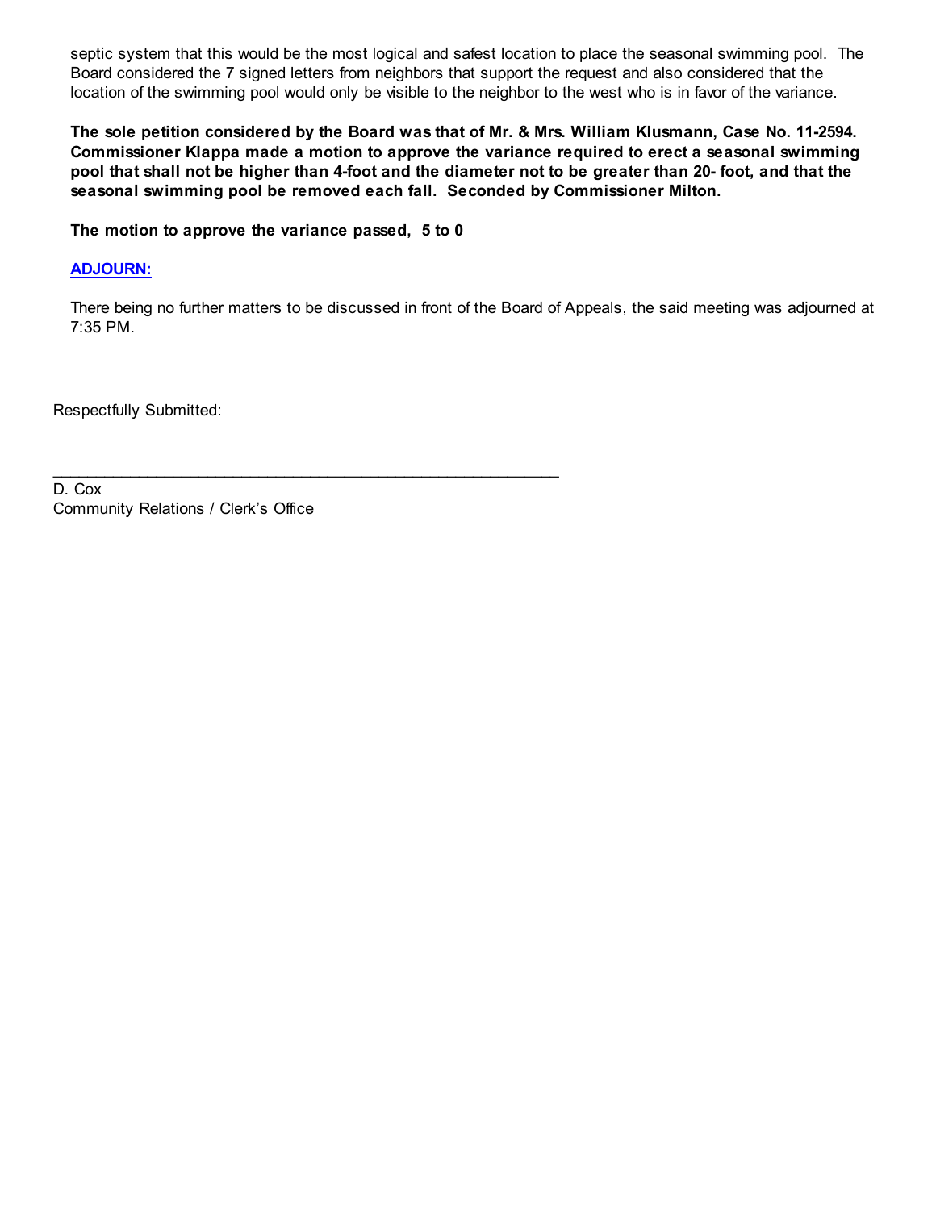septic system that this would be the most logical and safest location to place the seasonal swimming pool. The Board considered the 7 signed letters from neighbors that support the request and also considered that the location of the swimming pool would only be visible to the neighbor to the west who is in favor of the variance.

**The sole petition considered by the Board was that of Mr. & Mrs. William Klusmann, Case No. 11-2594. Commissioner Klappa made a motion to approve the variance required to erect a seasonal swimming pool that shall not be higher than 4-foot and the diameter not to be greater than 20- foot, and that the seasonal swimming pool be removed each fall. Seconded by Commissioner Milton.**

**The motion to approve the variance passed, 5 to 0**

**ADJOURN:**

There being no further matters to be discussed in front of the Board of Appeals, the said meeting was adjourned at 7:35 PM.

Respectfully Submitted:

\_\_\_\_\_\_\_\_\_\_\_\_\_\_\_\_\_\_\_\_\_\_\_\_\_\_\_\_\_\_\_\_\_\_\_\_\_\_\_\_\_\_\_\_\_\_\_\_\_\_\_\_\_\_\_\_\_\_

D. Cox
Community Relations / Clerk's Office